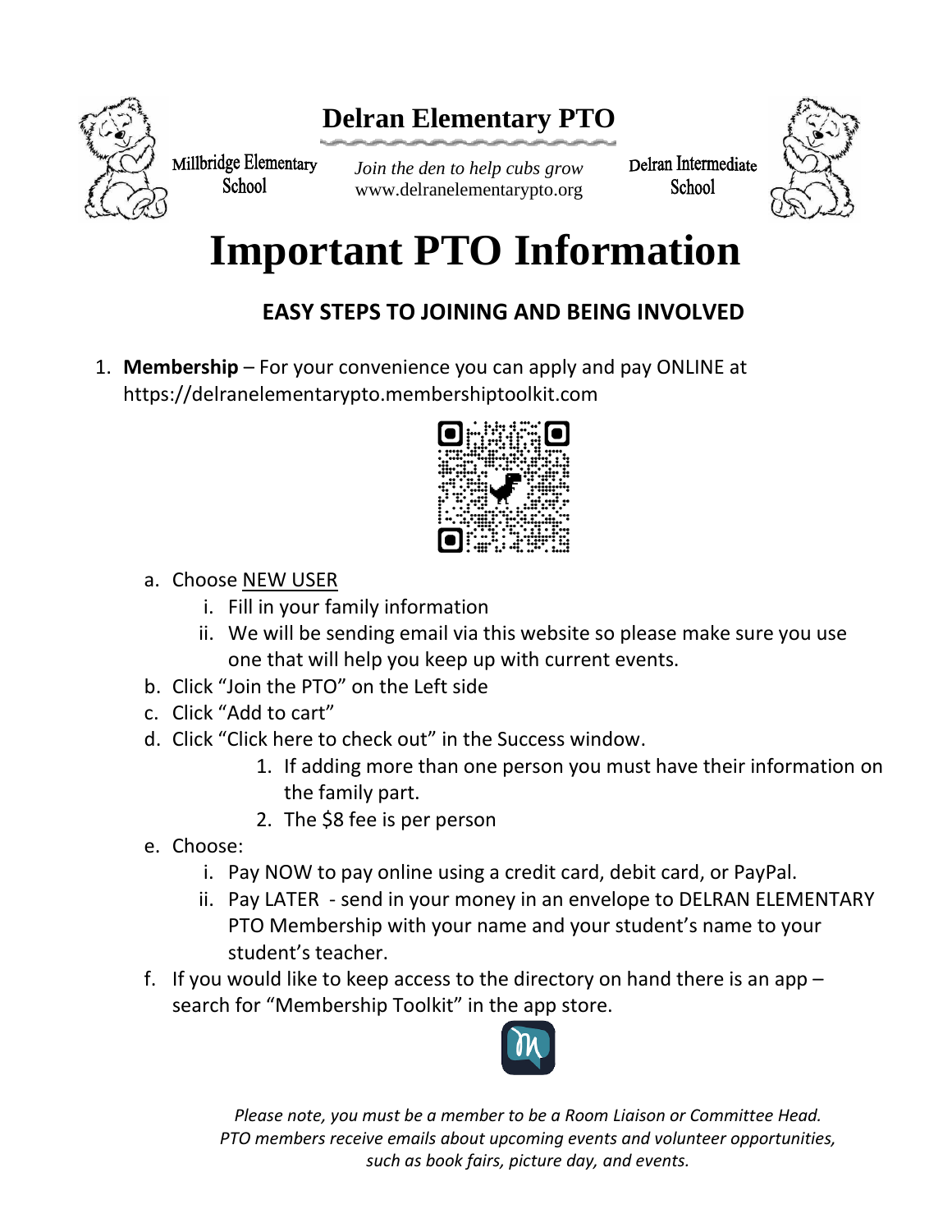# Delran Elementary PTO

Millbridge Elementary School

*Join the den to help cubs grow*
www.delranelementarypto.org

Delran Intermediate School

# Important PTO Information

## EASY STEPS TO JOINING AND BEING INVOLVED

1. **Membership** – For your convenience you can apply and pay ONLINE at https://delranelementarypto.membershiptoolkit.com
   a. Choose NEW USER
      i. Fill in your family information
      ii. We will be sending email via this website so please make sure you use one that will help you keep up with current events.
   b. Click "Join the PTO" on the Left side
   c. Click "Add to cart"
   d. Click "Click here to check out" in the Success window.
      1. If adding more than one person you must have their information on the family part.
      2. The $8 fee is per person
   e. Choose:
      i. Pay NOW to pay online using a credit card, debit card, or PayPal.
      ii. Pay LATER - send in your money in an envelope to DELRAN ELEMENTARY PTO Membership with your name and your student's name to your student's teacher.
   f. If you would like to keep access to the directory on hand there is an app – search for "Membership Toolkit" in the app store.

*Please note, you must be a member to be a Room Liaison or Committee Head.*
*PTO members receive emails about upcoming events and volunteer opportunities, such as book fairs, picture day, and events.*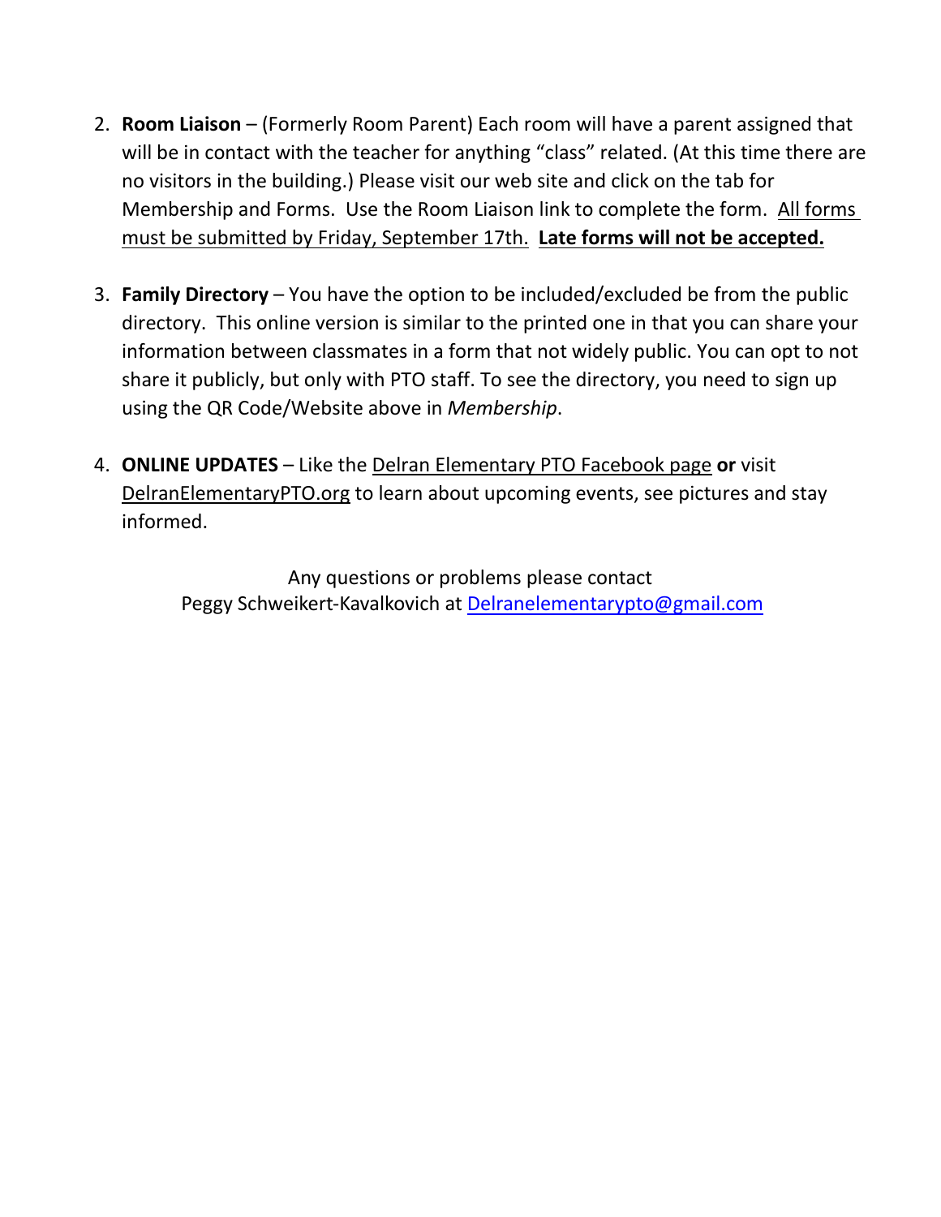2. **Room Liaison** – (Formerly Room Parent) Each room will have a parent assigned that will be in contact with the teacher for anything "class" related. (At this time there are no visitors in the building.) Please visit our web site and click on the tab for Membership and Forms. Use the Room Liaison link to complete the form. <u>All forms must be submitted by Friday, September 17th.</u> **<u>Late forms will not be accepted.</u>**

3. **Family Directory** – You have the option to be included/excluded be from the public directory. This online version is similar to the printed one in that you can share your information between classmates in a form that not widely public. You can opt to not share it publicly, but only with PTO staff. To see the directory, you need to sign up using the QR Code/Website above in *Membership*.

4. **ONLINE UPDATES** – Like the <u>Delran Elementary PTO Facebook page</u> **or** visit <u>DelranElementaryPTO.org</u> to learn about upcoming events, see pictures and stay informed.

Any questions or problems please contact
Peggy Schweikert-Kavalkovich at Delranelementarypto@gmail.com